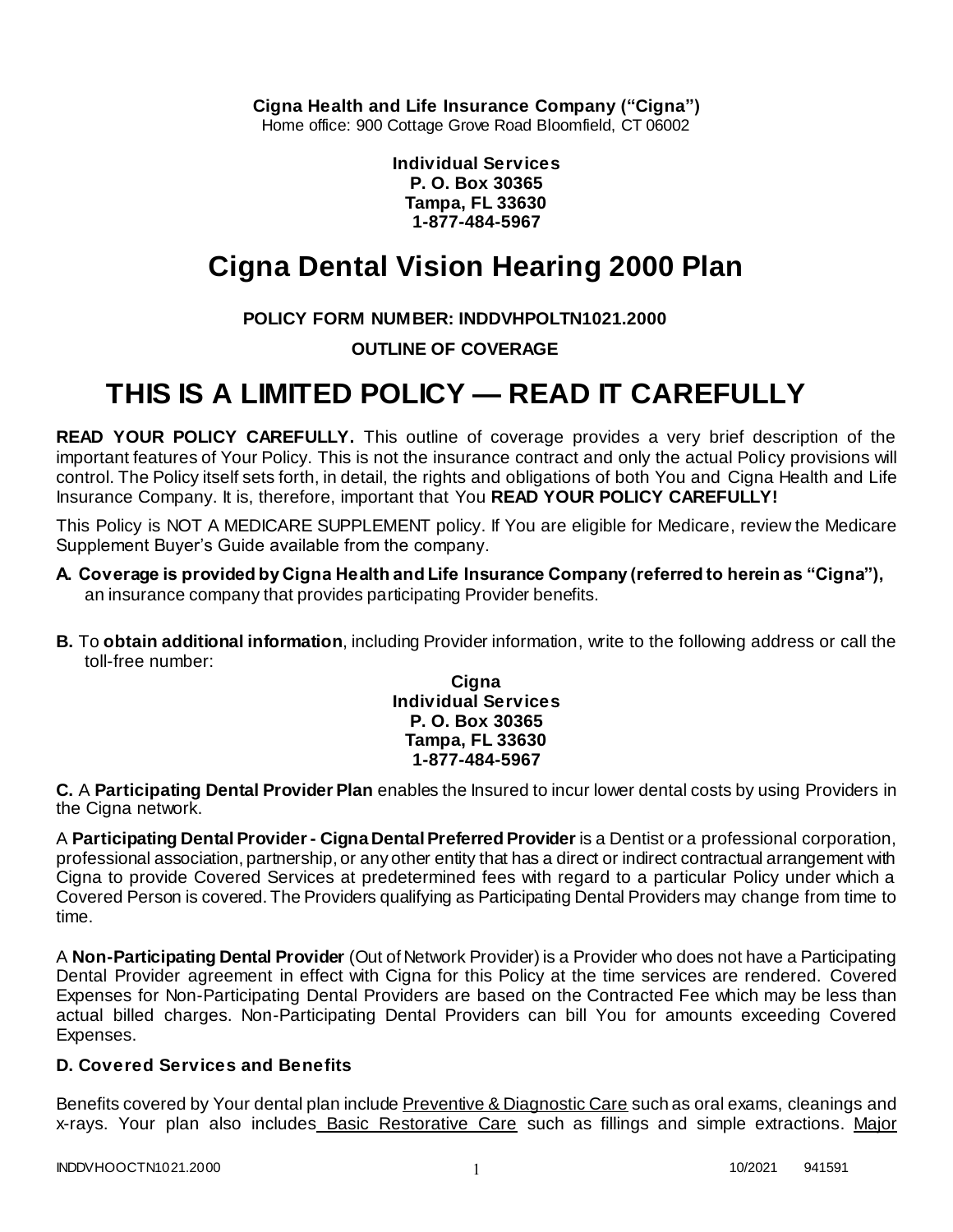**Cigna Health and Life Insurance Company ("Cigna")**
Home office: 900 Cottage Grove Road Bloomfield, CT 06002

**Individual Services**
**P. O. Box 30365**
**Tampa, FL 33630**
**1-877-484-5967**

# Cigna Dental Vision Hearing 2000 Plan

**POLICY FORM NUMBER: INDDVHPOLTN1021.2000**

**OUTLINE OF COVERAGE**

# THIS IS A LIMITED POLICY — READ IT CAREFULLY

**READ YOUR POLICY CAREFULLY.** This outline of coverage provides a very brief description of the important features of Your Policy. This is not the insurance contract and only the actual Policy provisions will control. The Policy itself sets forth, in detail, the rights and obligations of both You and Cigna Health and Life Insurance Company. It is, therefore, important that You **READ YOUR POLICY CAREFULLY!**

This Policy is NOT A MEDICARE SUPPLEMENT policy. If You are eligible for Medicare, review the Medicare Supplement Buyer's Guide available from the company.

**A. Coverage is provided by Cigna Health and Life Insurance Company (referred to herein as "Cigna"),** an insurance company that provides participating Provider benefits.

**B.** To **obtain additional information**, including Provider information, write to the following address or call the toll-free number:

**Cigna**
**Individual Services**
**P. O. Box 30365**
**Tampa, FL 33630**
**1-877-484-5967**

**C.** A **Participating Dental Provider Plan** enables the Insured to incur lower dental costs by using Providers in the Cigna network.

A **Participating Dental Provider - Cigna Dental Preferred Provider** is a Dentist or a professional corporation, professional association, partnership, or any other entity that has a direct or indirect contractual arrangement with Cigna to provide Covered Services at predetermined fees with regard to a particular Policy under which a Covered Person is covered. The Providers qualifying as Participating Dental Providers may change from time to time.

A **Non-Participating Dental Provider** (Out of Network Provider) is a Provider who does not have a Participating Dental Provider agreement in effect with Cigna for this Policy at the time services are rendered. Covered Expenses for Non-Participating Dental Providers are based on the Contracted Fee which may be less than actual billed charges. Non-Participating Dental Providers can bill You for amounts exceeding Covered Expenses.

**D. Covered Services and Benefits**

Benefits covered by Your dental plan include Preventive & Diagnostic Care such as oral exams, cleanings and x-rays. Your plan also includes Basic Restorative Care such as fillings and simple extractions. Major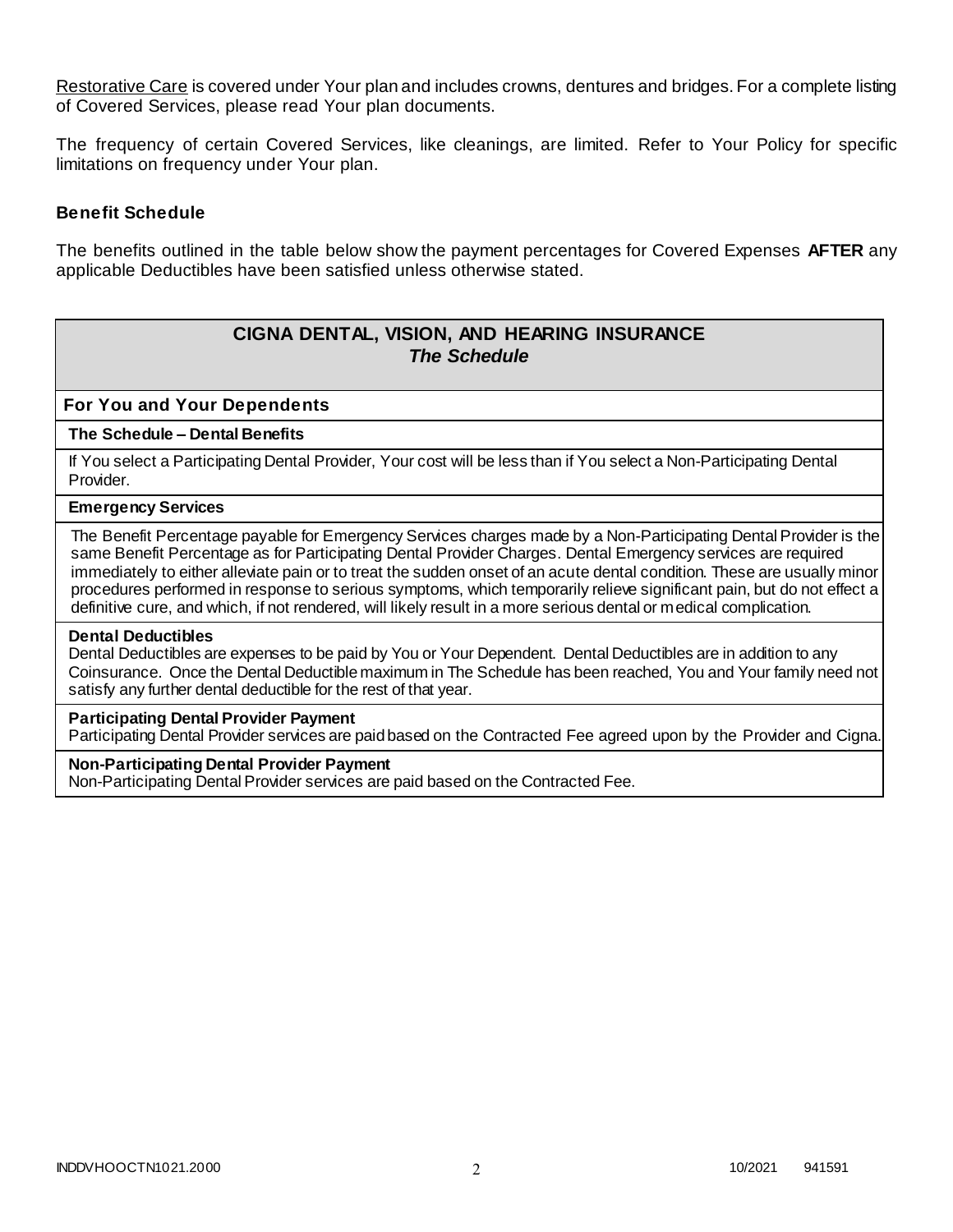Restorative Care is covered under Your plan and includes crowns, dentures and bridges. For a complete listing of Covered Services, please read Your plan documents.

The frequency of certain Covered Services, like cleanings, are limited. Refer to Your Policy for specific limitations on frequency under Your plan.

### Benefit Schedule

The benefits outlined in the table below show the payment percentages for Covered Expenses **AFTER** any applicable Deductibles have been satisfied unless otherwise stated.

| **CIGNA DENTAL, VISION, AND HEARING INSURANCE** ***The Schedule*** |
|---|
| **For You and Your Dependents** |
| **The Schedule – Dental Benefits** |
| If You select a Participating Dental Provider, Your cost will be less than if You select a Non-Participating Dental Provider. |
| **Emergency Services** |
| The Benefit Percentage payable for Emergency Services charges made by a Non-Participating Dental Provider is the same Benefit Percentage as for Participating Dental Provider Charges. Dental Emergency services are required immediately to either alleviate pain or to treat the sudden onset of an acute dental condition. These are usually minor procedures performed in response to serious symptoms, which temporarily relieve significant pain, but do not effect a definitive cure, and which, if not rendered, will likely result in a more serious dental or medical complication. |
| **Dental Deductibles** Dental Deductibles are expenses to be paid by You or Your Dependent. Dental Deductibles are in addition to any Coinsurance. Once the Dental Deductible maximum in The Schedule has been reached, You and Your family need not satisfy any further dental deductible for the rest of that year. |
| **Participating Dental Provider Payment** Participating Dental Provider services are paid based on the Contracted Fee agreed upon by the Provider and Cigna. |
| **Non-Participating Dental Provider Payment** Non-Participating Dental Provider services are paid based on the Contracted Fee. |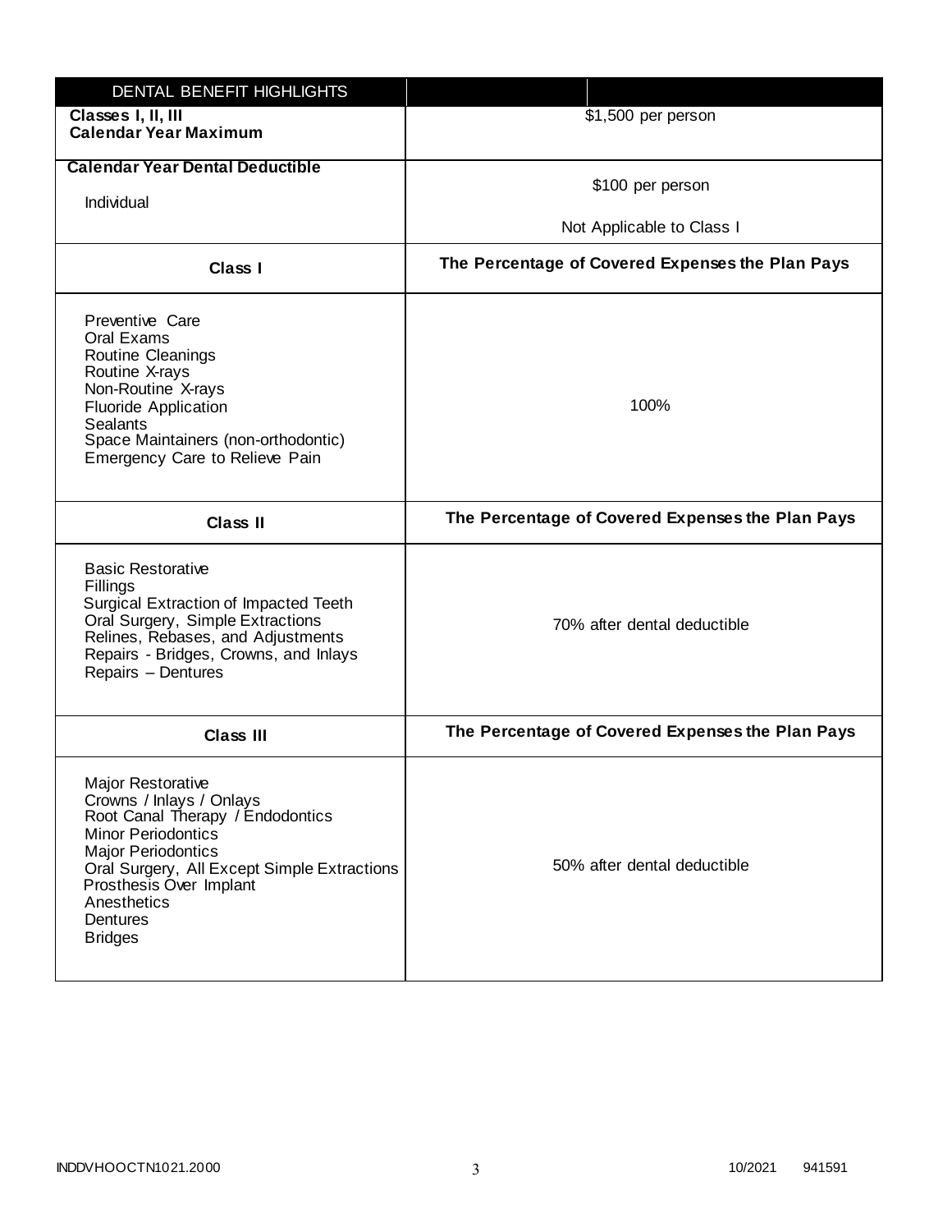| DENTAL BENEFIT HIGHLIGHTS | |
|---|---|
| **Classes I, II, III**<br>**Calendar Year Maximum** | $1,500 per person |
| **Calendar Year Dental Deductible**<br>Individual | $100 per person<br>Not Applicable to Class I |
| **Class I** | **The Percentage of Covered Expenses the Plan Pays** |
| Preventive Care<br>Oral Exams<br>Routine Cleanings<br>Routine X-rays<br>Non-Routine X-rays<br>Fluoride Application<br>Sealants<br>Space Maintainers (non-orthodontic)<br>Emergency Care to Relieve Pain | 100% |
| **Class II** | **The Percentage of Covered Expenses the Plan Pays** |
| Basic Restorative<br>Fillings<br>Surgical Extraction of Impacted Teeth<br>Oral Surgery, Simple Extractions<br>Relines, Rebases, and Adjustments<br>Repairs - Bridges, Crowns, and Inlays<br>Repairs – Dentures | 70% after dental deductible |
| **Class III** | **The Percentage of Covered Expenses the Plan Pays** |
| Major Restorative<br>Crowns / Inlays / Onlays<br>Root Canal Therapy / Endodontics<br>Minor Periodontics<br>Major Periodontics<br>Oral Surgery, All Except Simple Extractions<br>Prosthesis Over Implant<br>Anesthetics<br>Dentures<br>Bridges | 50% after dental deductible |

INDDVHOOCTN1021.2000 10/2021 941591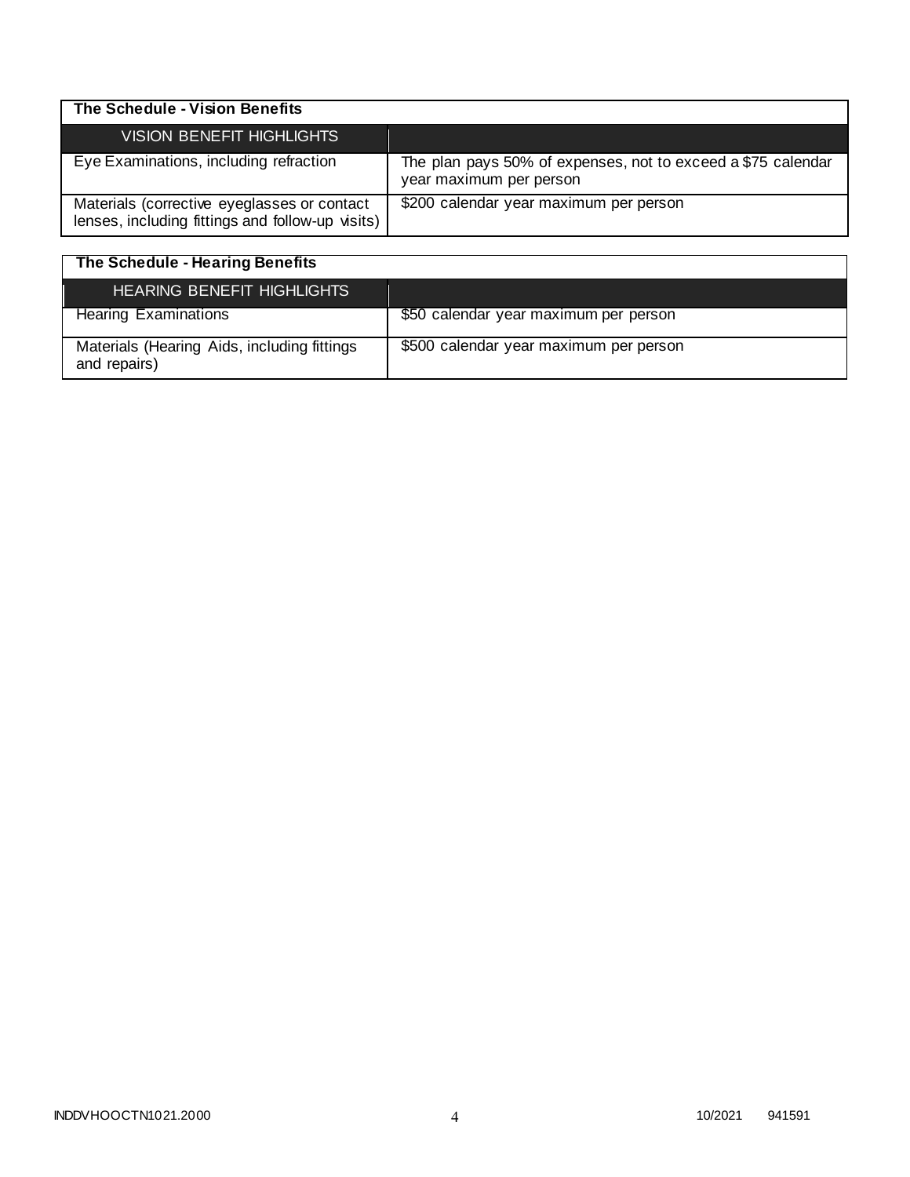| The Schedule - Vision Benefits | |
|---|---|
| VISION BENEFIT HIGHLIGHTS | |
| Eye Examinations, including refraction | The plan pays 50% of expenses, not to exceed a $75 calendar year maximum per person |
| Materials (corrective eyeglasses or contact lenses, including fittings and follow-up visits) | $200 calendar year maximum per person |

| The Schedule - Hearing Benefits | |
|---|---|
| HEARING BENEFIT HIGHLIGHTS | |
| Hearing Examinations | $50 calendar year maximum per person |
| Materials (Hearing Aids, including fittings and repairs) | $500 calendar year maximum per person |

INDDVHOOCTN1021.2000 10/2021 941591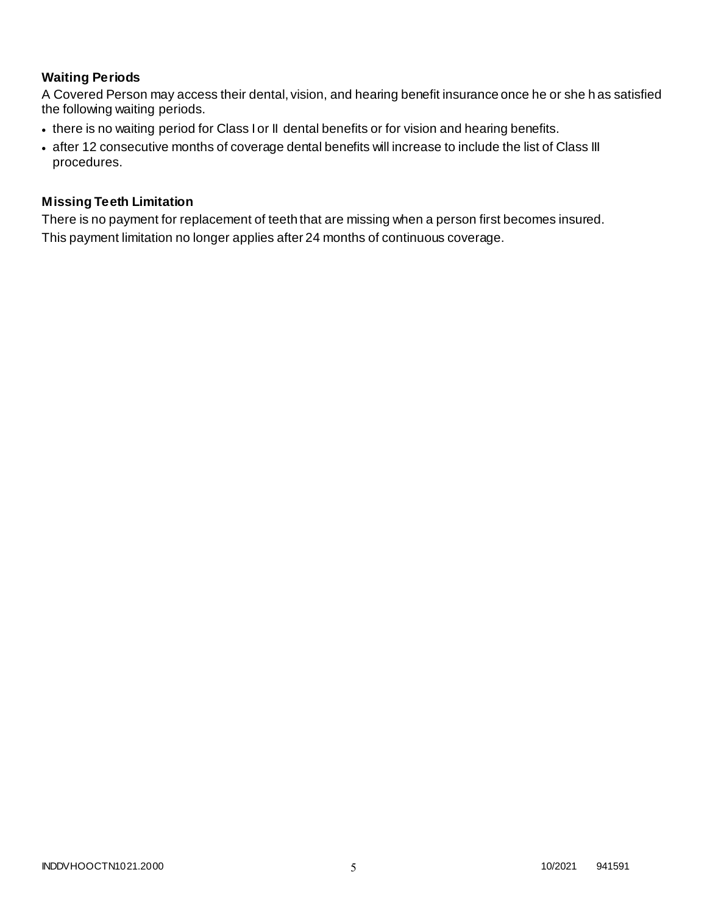### Waiting Periods

A Covered Person may access their dental, vision, and hearing benefit insurance once he or she has satisfied the following waiting periods.

- there is no waiting period for Class I or II dental benefits or for vision and hearing benefits.
- after 12 consecutive months of coverage dental benefits will increase to include the list of Class III procedures.

### Missing Teeth Limitation

There is no payment for replacement of teeth that are missing when a person first becomes insured.

This payment limitation no longer applies after 24 months of continuous coverage.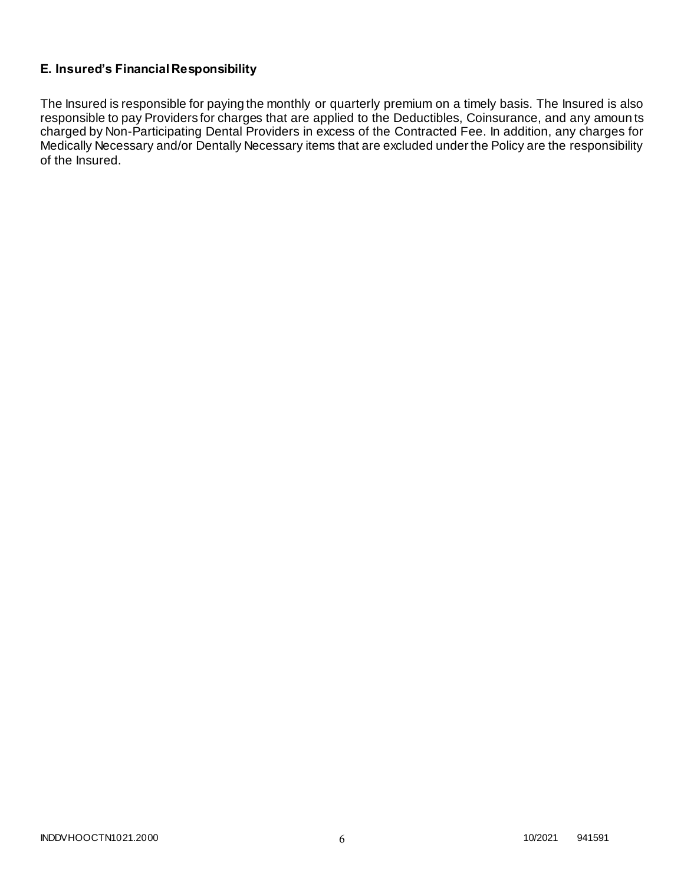## E. Insured's Financial Responsibility

The Insured is responsible for paying the monthly or quarterly premium on a timely basis. The Insured is also responsible to pay Providers for charges that are applied to the Deductibles, Coinsurance, and any amounts charged by Non-Participating Dental Providers in excess of the Contracted Fee. In addition, any charges for Medically Necessary and/or Dentally Necessary items that are excluded under the Policy are the responsibility of the Insured.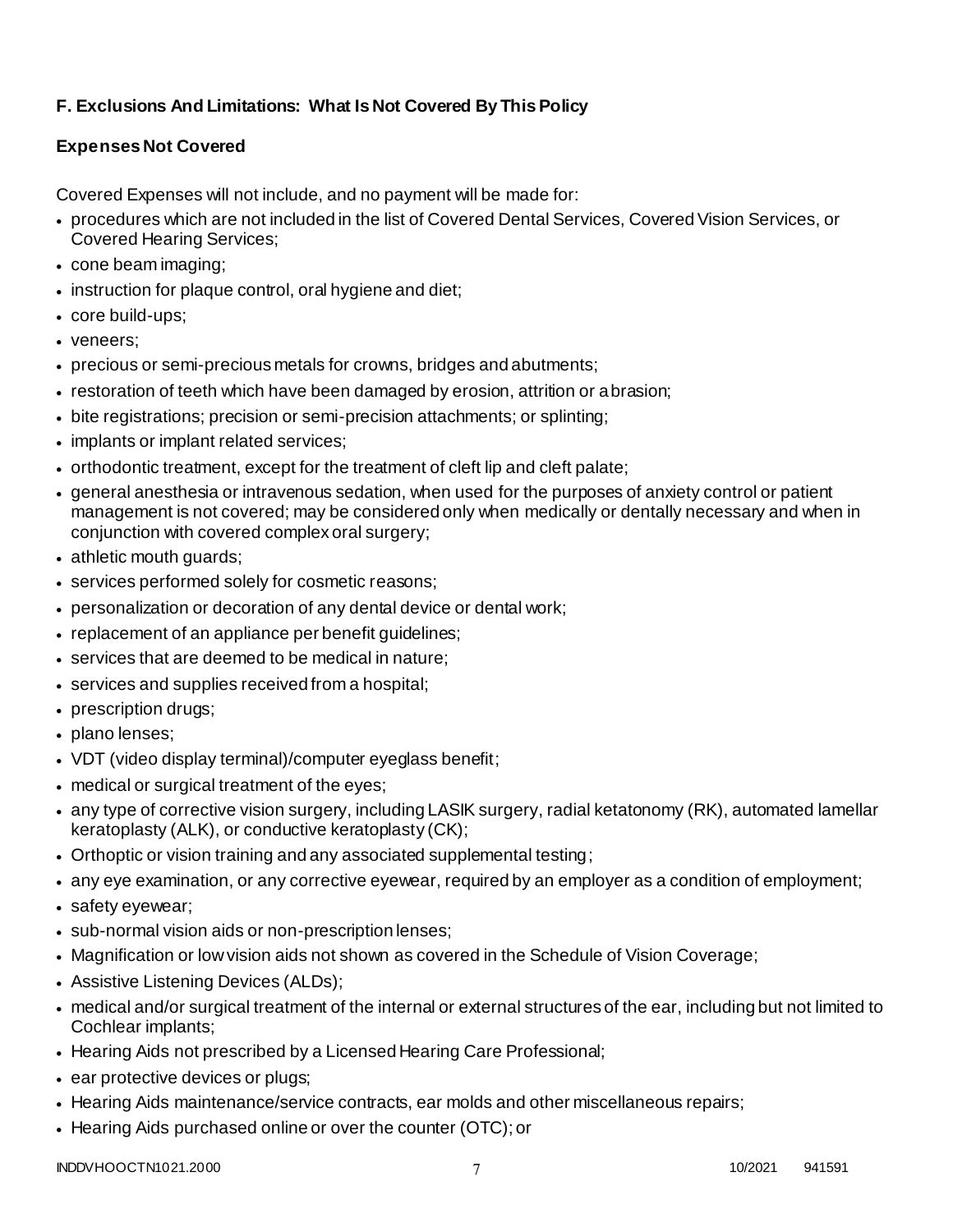## F. Exclusions And Limitations: What Is Not Covered By This Policy

### Expenses Not Covered

Covered Expenses will not include, and no payment will be made for:

- procedures which are not included in the list of Covered Dental Services, Covered Vision Services, or Covered Hearing Services;
- cone beam imaging;
- instruction for plaque control, oral hygiene and diet;
- core build-ups;
- veneers;
- precious or semi-precious metals for crowns, bridges and abutments;
- restoration of teeth which have been damaged by erosion, attrition or abrasion;
- bite registrations; precision or semi-precision attachments; or splinting;
- implants or implant related services;
- orthodontic treatment, except for the treatment of cleft lip and cleft palate;
- general anesthesia or intravenous sedation, when used for the purposes of anxiety control or patient management is not covered; may be considered only when medically or dentally necessary and when in conjunction with covered complex oral surgery;
- athletic mouth guards;
- services performed solely for cosmetic reasons;
- personalization or decoration of any dental device or dental work;
- replacement of an appliance per benefit guidelines;
- services that are deemed to be medical in nature;
- services and supplies received from a hospital;
- prescription drugs;
- plano lenses;
- VDT (video display terminal)/computer eyeglass benefit;
- medical or surgical treatment of the eyes;
- any type of corrective vision surgery, including LASIK surgery, radial ketatonomy (RK), automated lamellar keratoplasty (ALK), or conductive keratoplasty (CK);
- Orthoptic or vision training and any associated supplemental testing;
- any eye examination, or any corrective eyewear, required by an employer as a condition of employment;
- safety eyewear;
- sub-normal vision aids or non-prescription lenses;
- Magnification or low vision aids not shown as covered in the Schedule of Vision Coverage;
- Assistive Listening Devices (ALDs);
- medical and/or surgical treatment of the internal or external structures of the ear, including but not limited to Cochlear implants;
- Hearing Aids not prescribed by a Licensed Hearing Care Professional;
- ear protective devices or plugs;
- Hearing Aids maintenance/service contracts, ear molds and other miscellaneous repairs;
- Hearing Aids purchased online or over the counter (OTC); or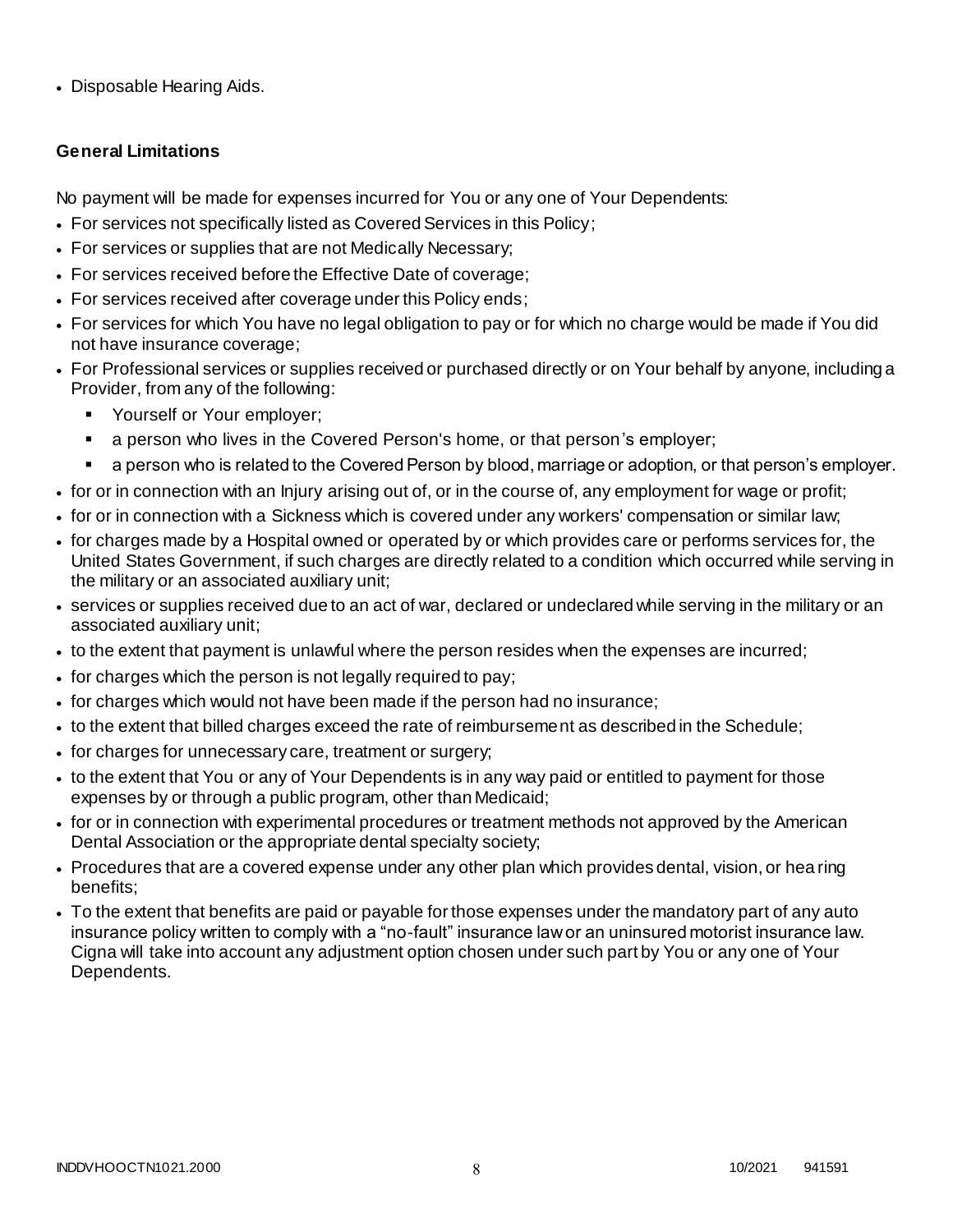- Disposable Hearing Aids.

**General Limitations**

No payment will be made for expenses incurred for You or any one of Your Dependents:

- For services not specifically listed as Covered Services in this Policy;
- For services or supplies that are not Medically Necessary;
- For services received before the Effective Date of coverage;
- For services received after coverage under this Policy ends;
- For services for which You have no legal obligation to pay or for which no charge would be made if You did not have insurance coverage;
- For Professional services or supplies received or purchased directly or on Your behalf by anyone, including a Provider, from any of the following:
  - Yourself or Your employer;
  - a person who lives in the Covered Person's home, or that person's employer;
  - a person who is related to the Covered Person by blood, marriage or adoption, or that person's employer.
- for or in connection with an Injury arising out of, or in the course of, any employment for wage or profit;
- for or in connection with a Sickness which is covered under any workers' compensation or similar law;
- for charges made by a Hospital owned or operated by or which provides care or performs services for, the United States Government, if such charges are directly related to a condition which occurred while serving in the military or an associated auxiliary unit;
- services or supplies received due to an act of war, declared or undeclared while serving in the military or an associated auxiliary unit;
- to the extent that payment is unlawful where the person resides when the expenses are incurred;
- for charges which the person is not legally required to pay;
- for charges which would not have been made if the person had no insurance;
- to the extent that billed charges exceed the rate of reimbursement as described in the Schedule;
- for charges for unnecessary care, treatment or surgery;
- to the extent that You or any of Your Dependents is in any way paid or entitled to payment for those expenses by or through a public program, other than Medicaid;
- for or in connection with experimental procedures or treatment methods not approved by the American Dental Association or the appropriate dental specialty society;
- Procedures that are a covered expense under any other plan which provides dental, vision, or hearing benefits;
- To the extent that benefits are paid or payable for those expenses under the mandatory part of any auto insurance policy written to comply with a "no-fault" insurance law or an uninsured motorist insurance law. Cigna will take into account any adjustment option chosen under such part by You or any one of Your Dependents.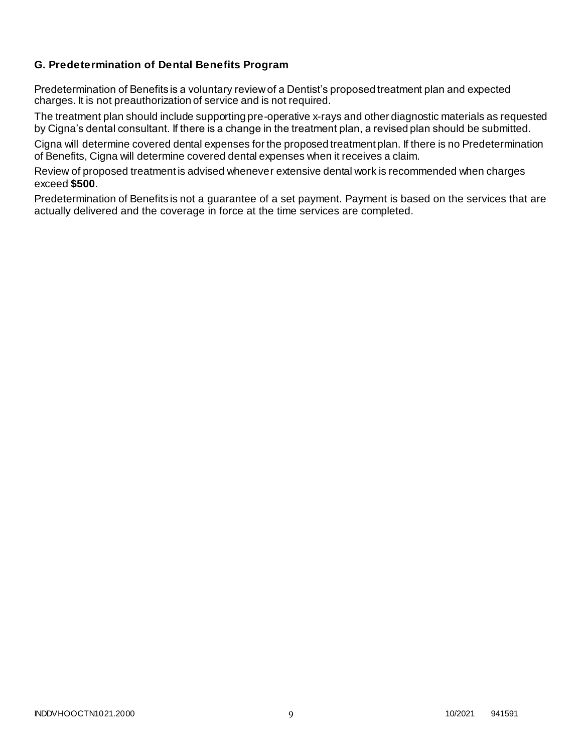### G. Predetermination of Dental Benefits Program

Predetermination of Benefits is a voluntary review of a Dentist's proposed treatment plan and expected charges. It is not preauthorization of service and is not required.

The treatment plan should include supporting pre-operative x-rays and other diagnostic materials as requested by Cigna's dental consultant. If there is a change in the treatment plan, a revised plan should be submitted.

Cigna will determine covered dental expenses for the proposed treatment plan. If there is no Predetermination of Benefits, Cigna will determine covered dental expenses when it receives a claim.

Review of proposed treatment is advised whenever extensive dental work is recommended when charges exceed **$500**.

Predetermination of Benefits is not a guarantee of a set payment. Payment is based on the services that are actually delivered and the coverage in force at the time services are completed.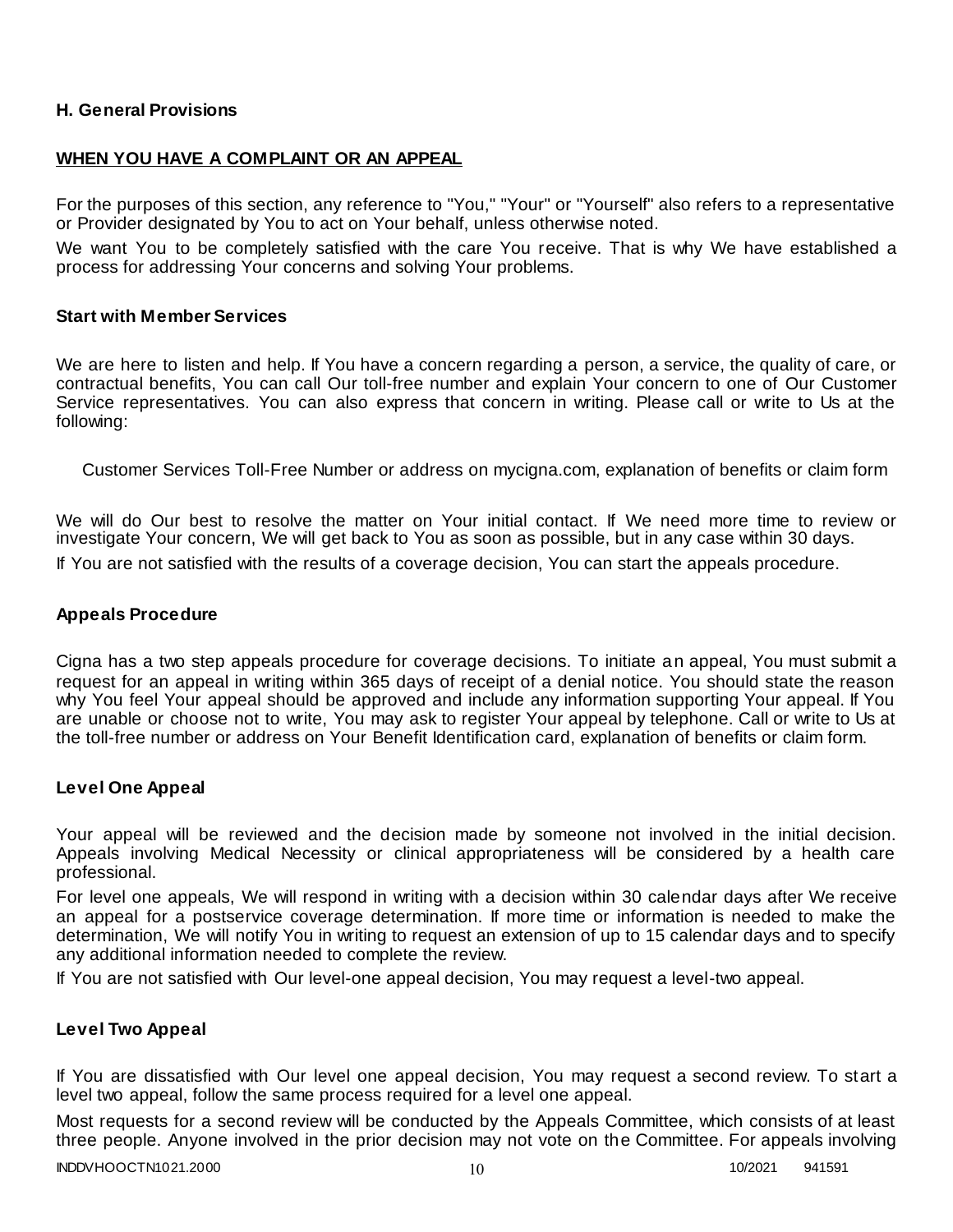## H. General Provisions

### WHEN YOU HAVE A COMPLAINT OR AN APPEAL

For the purposes of this section, any reference to "You," "Your" or "Yourself" also refers to a representative or Provider designated by You to act on Your behalf, unless otherwise noted.

We want You to be completely satisfied with the care You receive. That is why We have established a process for addressing Your concerns and solving Your problems.

### Start with Member Services

We are here to listen and help. If You have a concern regarding a person, a service, the quality of care, or contractual benefits, You can call Our toll-free number and explain Your concern to one of Our Customer Service representatives. You can also express that concern in writing. Please call or write to Us at the following:

Customer Services Toll-Free Number or address on mycigna.com, explanation of benefits or claim form

We will do Our best to resolve the matter on Your initial contact. If We need more time to review or investigate Your concern, We will get back to You as soon as possible, but in any case within 30 days.

If You are not satisfied with the results of a coverage decision, You can start the appeals procedure.

### Appeals Procedure

Cigna has a two step appeals procedure for coverage decisions. To initiate an appeal, You must submit a request for an appeal in writing within 365 days of receipt of a denial notice. You should state the reason why You feel Your appeal should be approved and include any information supporting Your appeal. If You are unable or choose not to write, You may ask to register Your appeal by telephone. Call or write to Us at the toll-free number or address on Your Benefit Identification card, explanation of benefits or claim form.

### Level One Appeal

Your appeal will be reviewed and the decision made by someone not involved in the initial decision. Appeals involving Medical Necessity or clinical appropriateness will be considered by a health care professional.

For level one appeals, We will respond in writing with a decision within 30 calendar days after We receive an appeal for a postservice coverage determination. If more time or information is needed to make the determination, We will notify You in writing to request an extension of up to 15 calendar days and to specify any additional information needed to complete the review.

If You are not satisfied with Our level-one appeal decision, You may request a level-two appeal.

### Level Two Appeal

If You are dissatisfied with Our level one appeal decision, You may request a second review. To start a level two appeal, follow the same process required for a level one appeal.

Most requests for a second review will be conducted by the Appeals Committee, which consists of at least three people. Anyone involved in the prior decision may not vote on the Committee. For appeals involving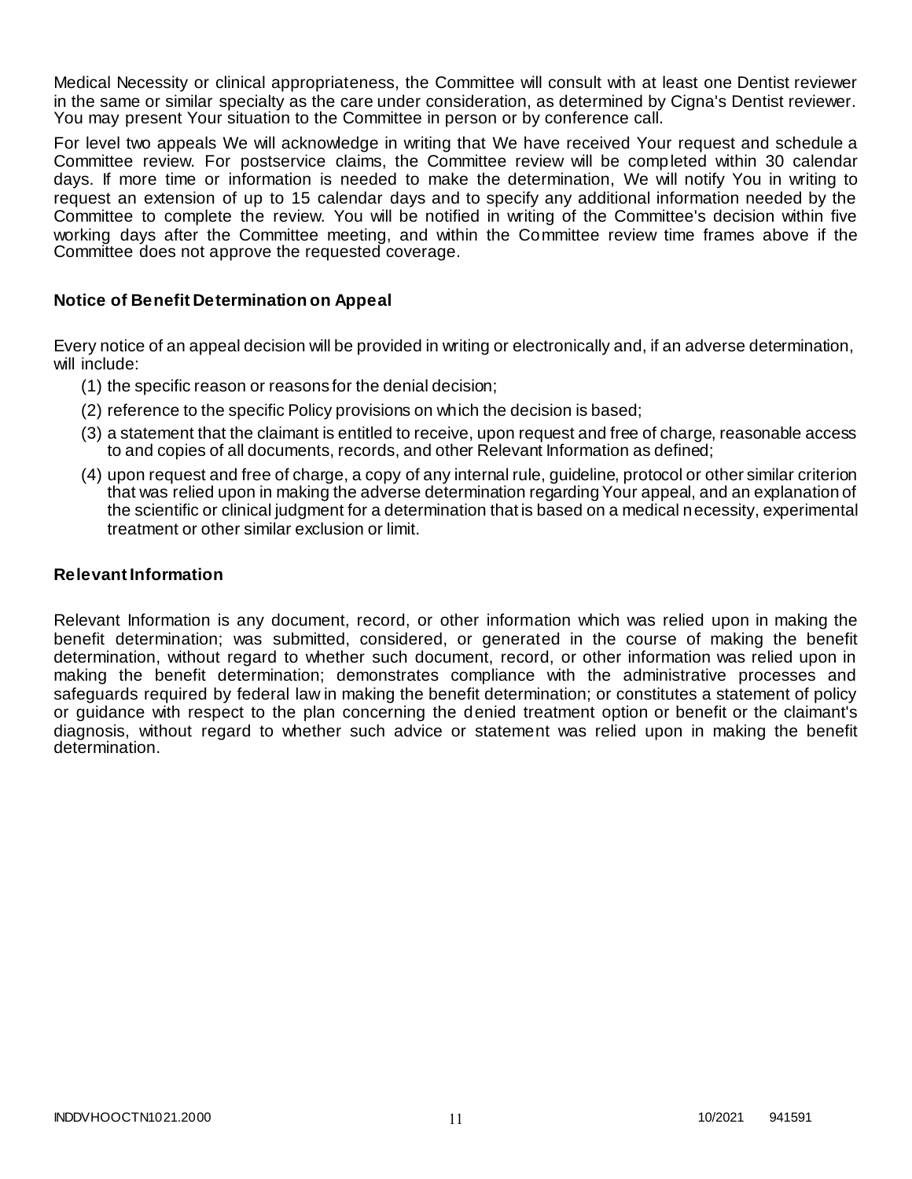Medical Necessity or clinical appropriateness, the Committee will consult with at least one Dentist reviewer in the same or similar specialty as the care under consideration, as determined by Cigna's Dentist reviewer. You may present Your situation to the Committee in person or by conference call.

For level two appeals We will acknowledge in writing that We have received Your request and schedule a Committee review. For postservice claims, the Committee review will be completed within 30 calendar days. If more time or information is needed to make the determination, We will notify You in writing to request an extension of up to 15 calendar days and to specify any additional information needed by the Committee to complete the review. You will be notified in writing of the Committee's decision within five working days after the Committee meeting, and within the Committee review time frames above if the Committee does not approve the requested coverage.

### Notice of Benefit Determination on Appeal

Every notice of an appeal decision will be provided in writing or electronically and, if an adverse determination, will include:

(1) the specific reason or reasons for the denial decision;

(2) reference to the specific Policy provisions on which the decision is based;

(3) a statement that the claimant is entitled to receive, upon request and free of charge, reasonable access to and copies of all documents, records, and other Relevant Information as defined;

(4) upon request and free of charge, a copy of any internal rule, guideline, protocol or other similar criterion that was relied upon in making the adverse determination regarding Your appeal, and an explanation of the scientific or clinical judgment for a determination that is based on a medical necessity, experimental treatment or other similar exclusion or limit.

### Relevant Information

Relevant Information is any document, record, or other information which was relied upon in making the benefit determination; was submitted, considered, or generated in the course of making the benefit determination, without regard to whether such document, record, or other information was relied upon in making the benefit determination; demonstrates compliance with the administrative processes and safeguards required by federal law in making the benefit determination; or constitutes a statement of policy or guidance with respect to the plan concerning the denied treatment option or benefit or the claimant's diagnosis, without regard to whether such advice or statement was relied upon in making the benefit determination.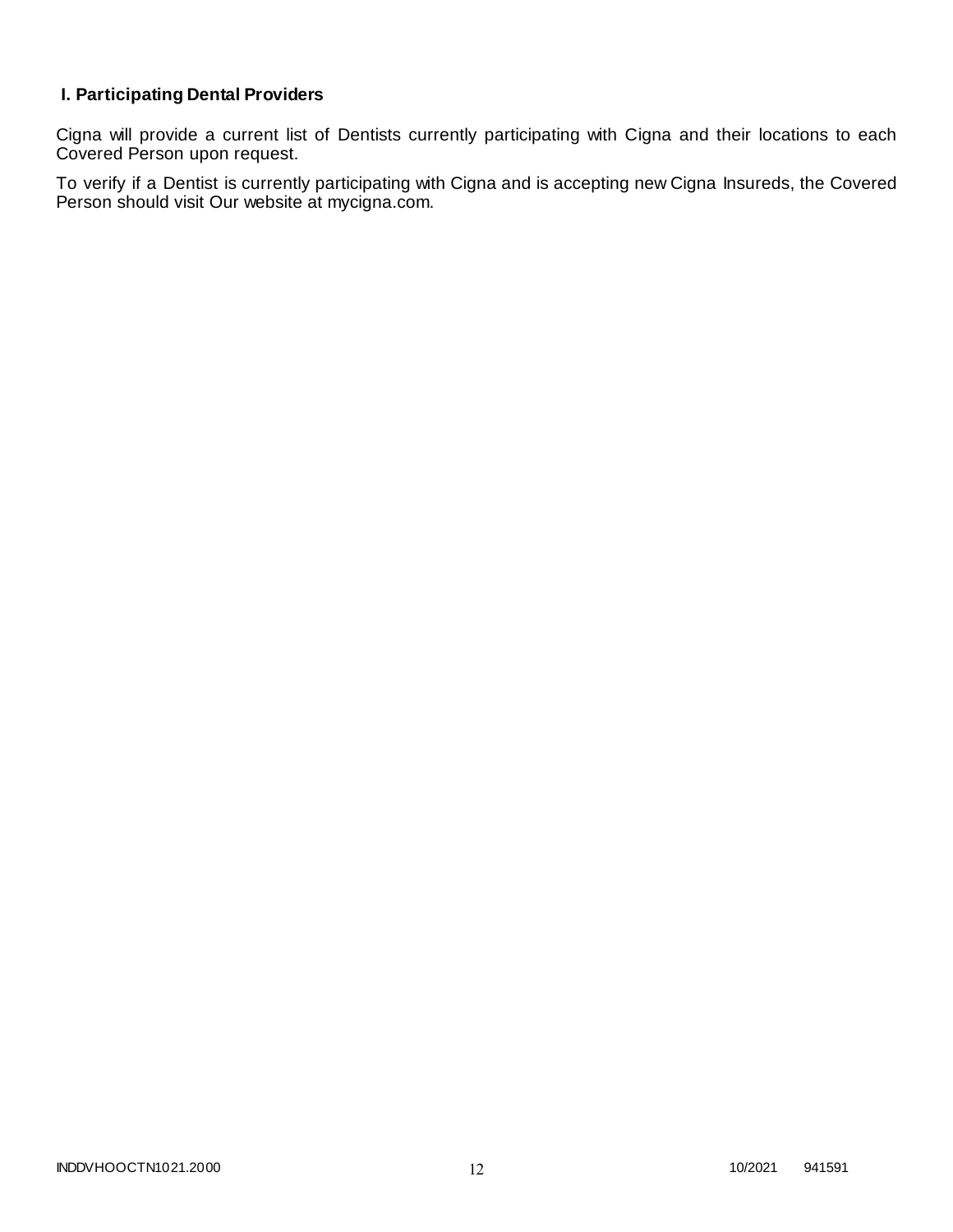### I. Participating Dental Providers

Cigna will provide a current list of Dentists currently participating with Cigna and their locations to each Covered Person upon request.

To verify if a Dentist is currently participating with Cigna and is accepting new Cigna Insureds, the Covered Person should visit Our website at mycigna.com.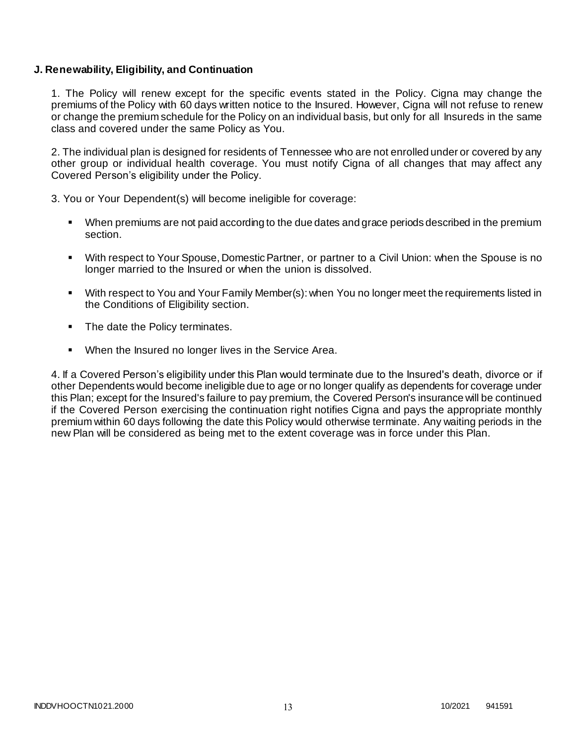**J. Renewability, Eligibility, and Continuation**

1. The Policy will renew except for the specific events stated in the Policy. Cigna may change the premiums of the Policy with 60 days written notice to the Insured. However, Cigna will not refuse to renew or change the premium schedule for the Policy on an individual basis, but only for all Insureds in the same class and covered under the same Policy as You.

2. The individual plan is designed for residents of Tennessee who are not enrolled under or covered by any other group or individual health coverage. You must notify Cigna of all changes that may affect any Covered Person's eligibility under the Policy.

3. You or Your Dependent(s) will become ineligible for coverage:

- When premiums are not paid according to the due dates and grace periods described in the premium section.
- With respect to Your Spouse, Domestic Partner, or partner to a Civil Union: when the Spouse is no longer married to the Insured or when the union is dissolved.
- With respect to You and Your Family Member(s): when You no longer meet the requirements listed in the Conditions of Eligibility section.
- The date the Policy terminates.
- When the Insured no longer lives in the Service Area.

4. If a Covered Person's eligibility under this Plan would terminate due to the Insured's death, divorce or if other Dependents would become ineligible due to age or no longer qualify as dependents for coverage under this Plan; except for the Insured's failure to pay premium, the Covered Person's insurance will be continued if the Covered Person exercising the continuation right notifies Cigna and pays the appropriate monthly premium within 60 days following the date this Policy would otherwise terminate. Any waiting periods in the new Plan will be considered as being met to the extent coverage was in force under this Plan.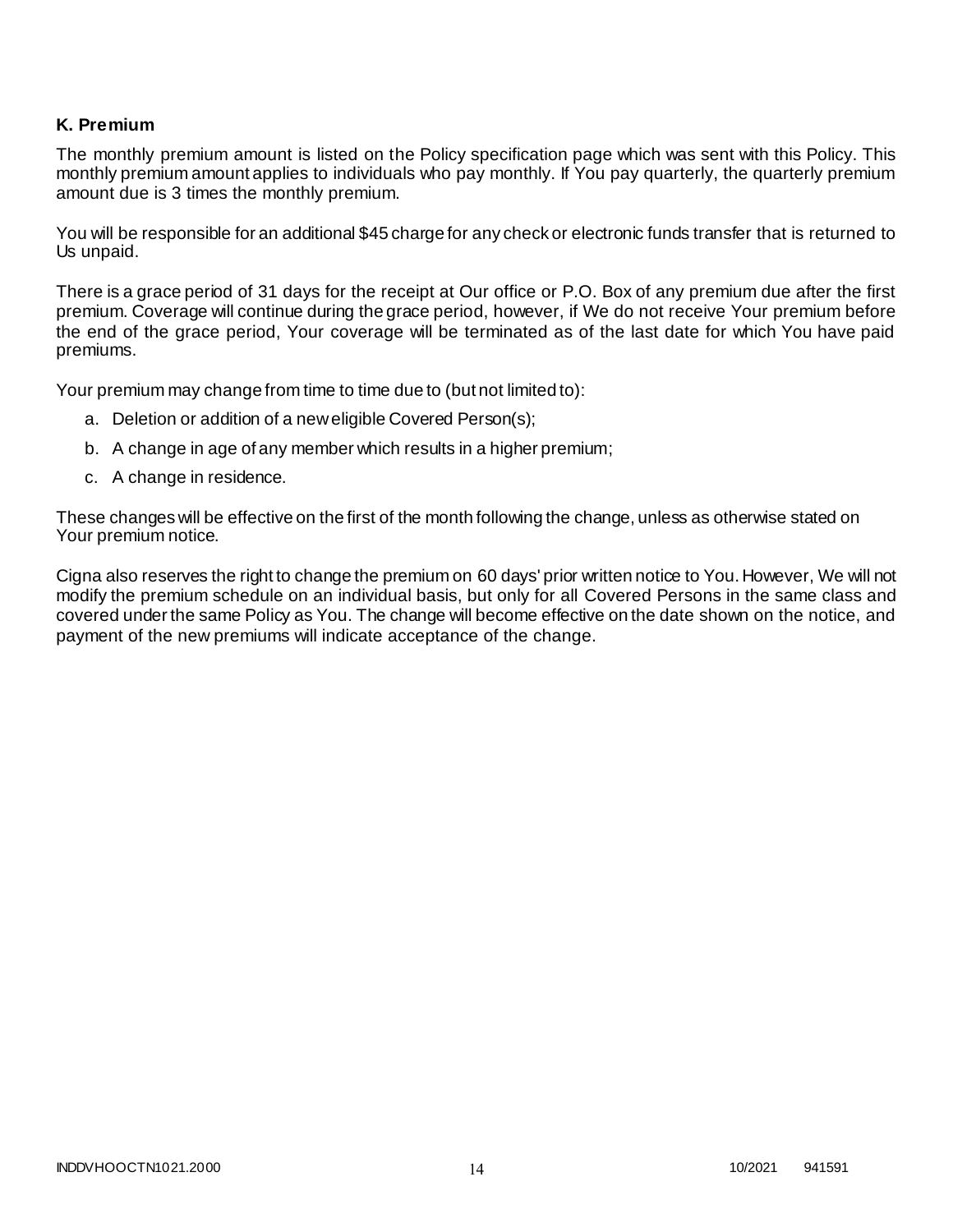**K. Premium**

The monthly premium amount is listed on the Policy specification page which was sent with this Policy. This monthly premium amount applies to individuals who pay monthly. If You pay quarterly, the quarterly premium amount due is 3 times the monthly premium.

You will be responsible for an additional $45 charge for any check or electronic funds transfer that is returned to Us unpaid.

There is a grace period of 31 days for the receipt at Our office or P.O. Box of any premium due after the first premium. Coverage will continue during the grace period, however, if We do not receive Your premium before the end of the grace period, Your coverage will be terminated as of the last date for which You have paid premiums.

Your premium may change from time to time due to (but not limited to):

a. Deletion or addition of a new eligible Covered Person(s);
b. A change in age of any member which results in a higher premium;
c. A change in residence.

These changes will be effective on the first of the month following the change, unless as otherwise stated on Your premium notice.

Cigna also reserves the right to change the premium on 60 days' prior written notice to You. However, We will not modify the premium schedule on an individual basis, but only for all Covered Persons in the same class and covered under the same Policy as You. The change will become effective on the date shown on the notice, and payment of the new premiums will indicate acceptance of the change.